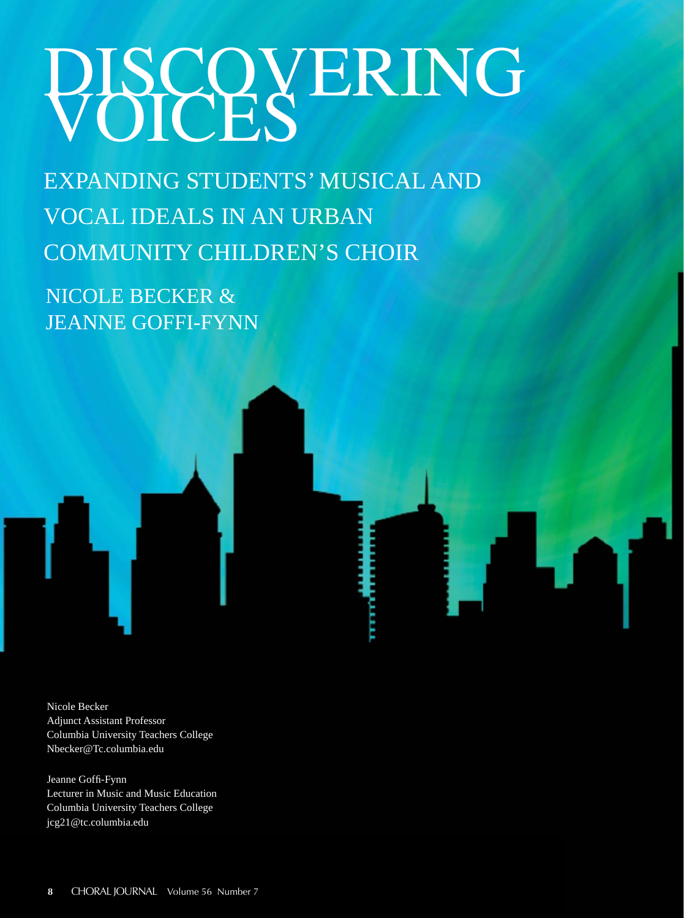# DISCOVERING VOICES

## EXPANDING STUDENTS' MUSICAL AND VOCAL IDEALS IN AN URBAN COMMUNITY CHILDREN'S CHOIR

NICOLE BECKER & JEANNE GOFFI-FYNN

Nicole Becker
Adjunct Assistant Professor
Columbia University Teachers College
Nbecker@Tc.columbia.edu

Jeanne Goffi-Fynn
Lecturer in Music and Music Education
Columbia University Teachers College
jcg21@tc.columbia.edu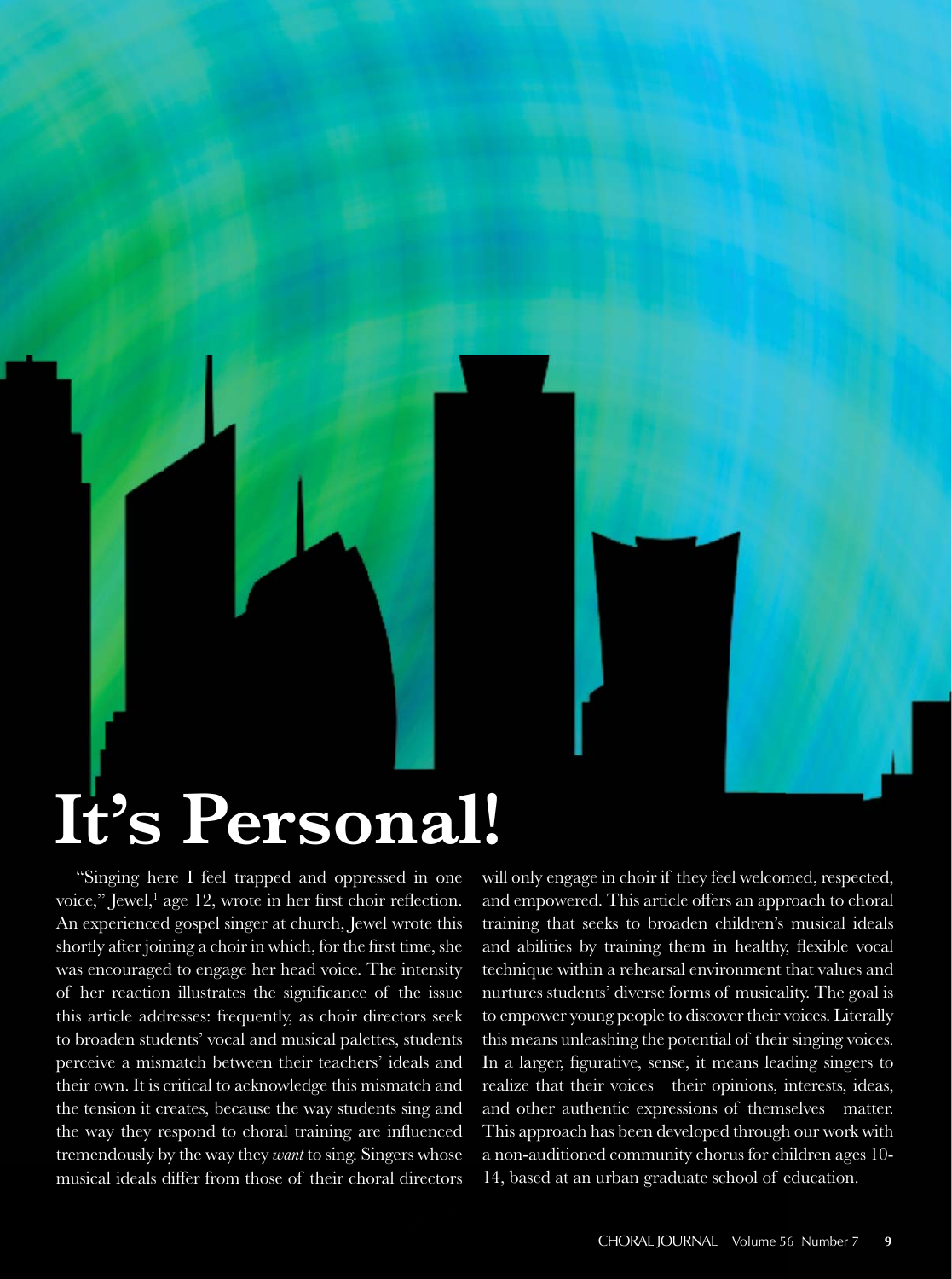# It's Personal!

"Singing here I feel trapped and oppressed in one voice," Jewel,[1] age 12, wrote in her first choir reflection. An experienced gospel singer at church, Jewel wrote this shortly after joining a choir in which, for the first time, she was encouraged to engage her head voice. The intensity of her reaction illustrates the significance of the issue this article addresses: frequently, as choir directors seek to broaden students' vocal and musical palettes, students perceive a mismatch between their teachers' ideals and their own. It is critical to acknowledge this mismatch and the tension it creates, because the way students sing and the way they respond to choral training are influenced tremendously by the way they *want* to sing. Singers whose musical ideals differ from those of their choral directors will only engage in choir if they feel welcomed, respected, and empowered. This article offers an approach to choral training that seeks to broaden children's musical ideals and abilities by training them in healthy, flexible vocal technique within a rehearsal environment that values and nurtures students' diverse forms of musicality. The goal is to empower young people to discover their voices. Literally this means unleashing the potential of their singing voices. In a larger, figurative, sense, it means leading singers to realize that their voices—their opinions, interests, ideas, and other authentic expressions of themselves—matter. This approach has been developed through our work with a non-auditioned community chorus for children ages 10-14, based at an urban graduate school of education.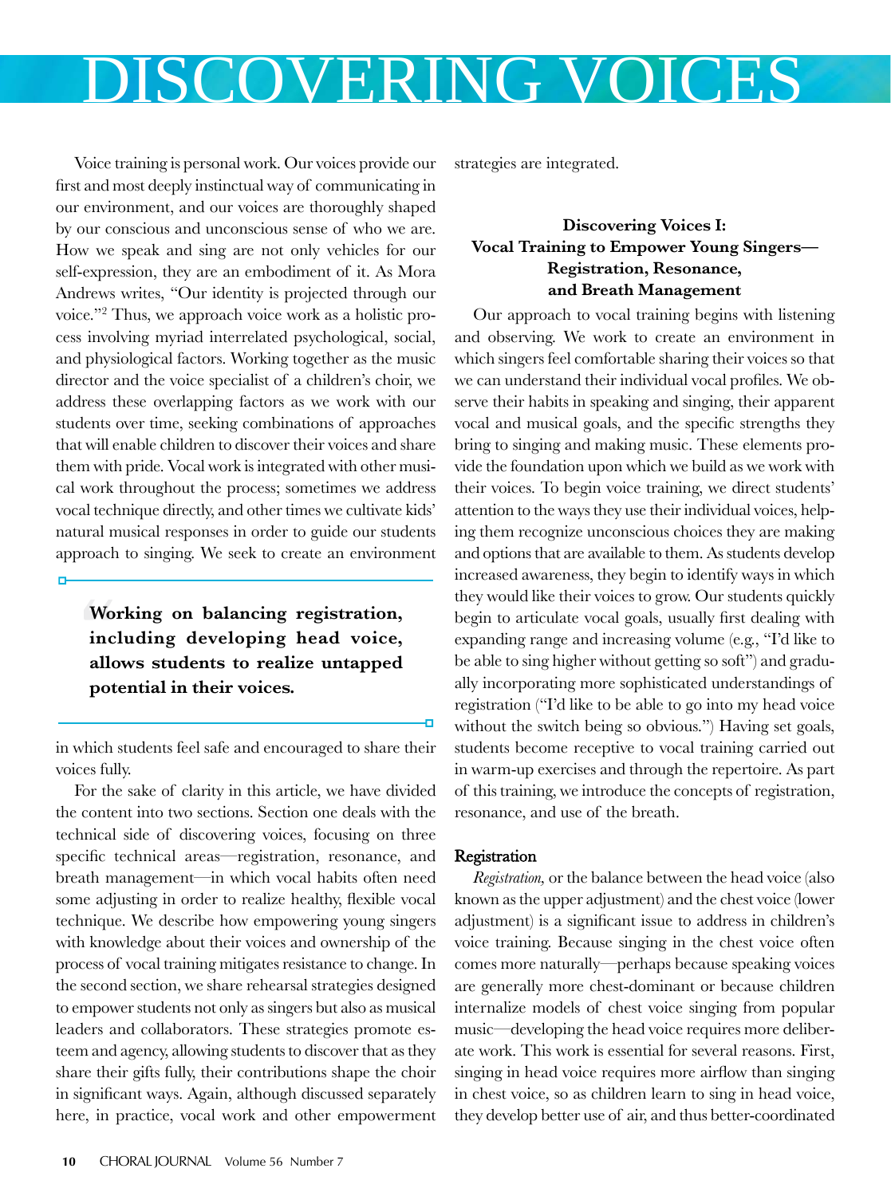# DISCOVERING VOICES

Voice training is personal work. Our voices provide our first and most deeply instinctual way of communicating in our environment, and our voices are thoroughly shaped by our conscious and unconscious sense of who we are. How we speak and sing are not only vehicles for our self-expression, they are an embodiment of it. As Mora Andrews writes, "Our identity is projected through our voice."[2] Thus, we approach voice work as a holistic process involving myriad interrelated psychological, social, and physiological factors. Working together as the music director and the voice specialist of a children's choir, we address these overlapping factors as we work with our students over time, seeking combinations of approaches that will enable children to discover their voices and share them with pride. Vocal work is integrated with other musical work throughout the process; sometimes we address vocal technique directly, and other times we cultivate kids' natural musical responses in order to guide our students approach to singing. We seek to create an environment in which students feel safe and encouraged to share their voices fully.

> **Working on balancing registration, including developing head voice, allows students to realize untapped potential in their voices.**

For the sake of clarity in this article, we have divided the content into two sections. Section one deals with the technical side of discovering voices, focusing on three specific technical areas—registration, resonance, and breath management—in which vocal habits often need some adjusting in order to realize healthy, flexible vocal technique. We describe how empowering young singers with knowledge about their voices and ownership of the process of vocal training mitigates resistance to change. In the second section, we share rehearsal strategies designed to empower students not only as singers but also as musical leaders and collaborators. These strategies promote esteem and agency, allowing students to discover that as they share their gifts fully, their contributions shape the choir in significant ways. Again, although discussed separately here, in practice, vocal work and other empowerment strategies are integrated.

## Discovering Voices I: Vocal Training to Empower Young Singers— Registration, Resonance, and Breath Management

Our approach to vocal training begins with listening and observing. We work to create an environment in which singers feel comfortable sharing their voices so that we can understand their individual vocal profiles. We observe their habits in speaking and singing, their apparent vocal and musical goals, and the specific strengths they bring to singing and making music. These elements provide the foundation upon which we build as we work with their voices. To begin voice training, we direct students' attention to the ways they use their individual voices, helping them recognize unconscious choices they are making and options that are available to them. As students develop increased awareness, they begin to identify ways in which they would like their voices to grow. Our students quickly begin to articulate vocal goals, usually first dealing with expanding range and increasing volume (e.g., "I'd like to be able to sing higher without getting so soft") and gradually incorporating more sophisticated understandings of registration ("I'd like to be able to go into my head voice without the switch being so obvious.") Having set goals, students become receptive to vocal training carried out in warm-up exercises and through the repertoire. As part of this training, we introduce the concepts of registration, resonance, and use of the breath.

### Registration

*Registration,* or the balance between the head voice (also known as the upper adjustment) and the chest voice (lower adjustment) is a significant issue to address in children's voice training. Because singing in the chest voice often comes more naturally—perhaps because speaking voices are generally more chest-dominant or because children internalize models of chest voice singing from popular music—developing the head voice requires more deliberate work. This work is essential for several reasons. First, singing in head voice requires more airflow than singing in chest voice, so as children learn to sing in head voice, they develop better use of air, and thus better-coordinated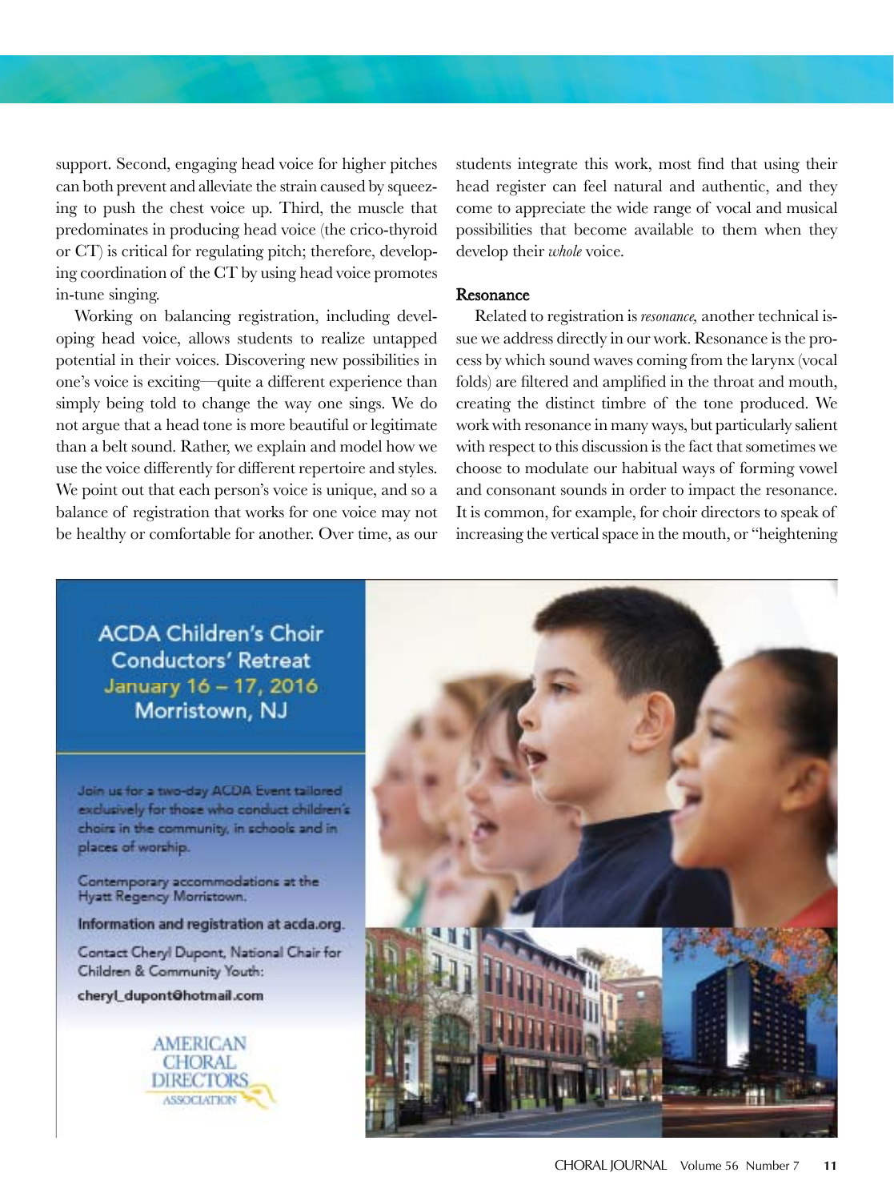support. Second, engaging head voice for higher pitches can both prevent and alleviate the strain caused by squeezing to push the chest voice up. Third, the muscle that predominates in producing head voice (the crico-thyroid or CT) is critical for regulating pitch; therefore, developing coordination of the CT by using head voice promotes in-tune singing.

Working on balancing registration, including developing head voice, allows students to realize untapped potential in their voices. Discovering new possibilities in one's voice is exciting—quite a different experience than simply being told to change the way one sings. We do not argue that a head tone is more beautiful or legitimate than a belt sound. Rather, we explain and model how we use the voice differently for different repertoire and styles. We point out that each person's voice is unique, and so a balance of registration that works for one voice may not be healthy or comfortable for another. Over time, as our students integrate this work, most find that using their head register can feel natural and authentic, and they come to appreciate the wide range of vocal and musical possibilities that become available to them when they develop their *whole* voice.

### Resonance

Related to registration is *resonance,* another technical issue we address directly in our work. Resonance is the process by which sound waves coming from the larynx (vocal folds) are filtered and amplified in the throat and mouth, creating the distinct timbre of the tone produced. We work with resonance in many ways, but particularly salient with respect to this discussion is the fact that sometimes we choose to modulate our habitual ways of forming vowel and consonant sounds in order to impact the resonance. It is common, for example, for choir directors to speak of increasing the vertical space in the mouth, or "heightening

ACDA Children's Choir Conductors' Retreat
January 16 – 17, 2016
Morristown, NJ

Join us for a two-day ACDA Event tailored exclusively for those who conduct children's choirs in the community, in schools and in places of worship.

Contemporary accommodations at the Hyatt Regency Morristown.

**Information and registration at acda.org.**

Contact Cheryl Dupont, National Chair for Children & Community Youth:

**cheryl_dupont@hotmail.com**

AMERICAN CHORAL DIRECTORS ASSOCIATION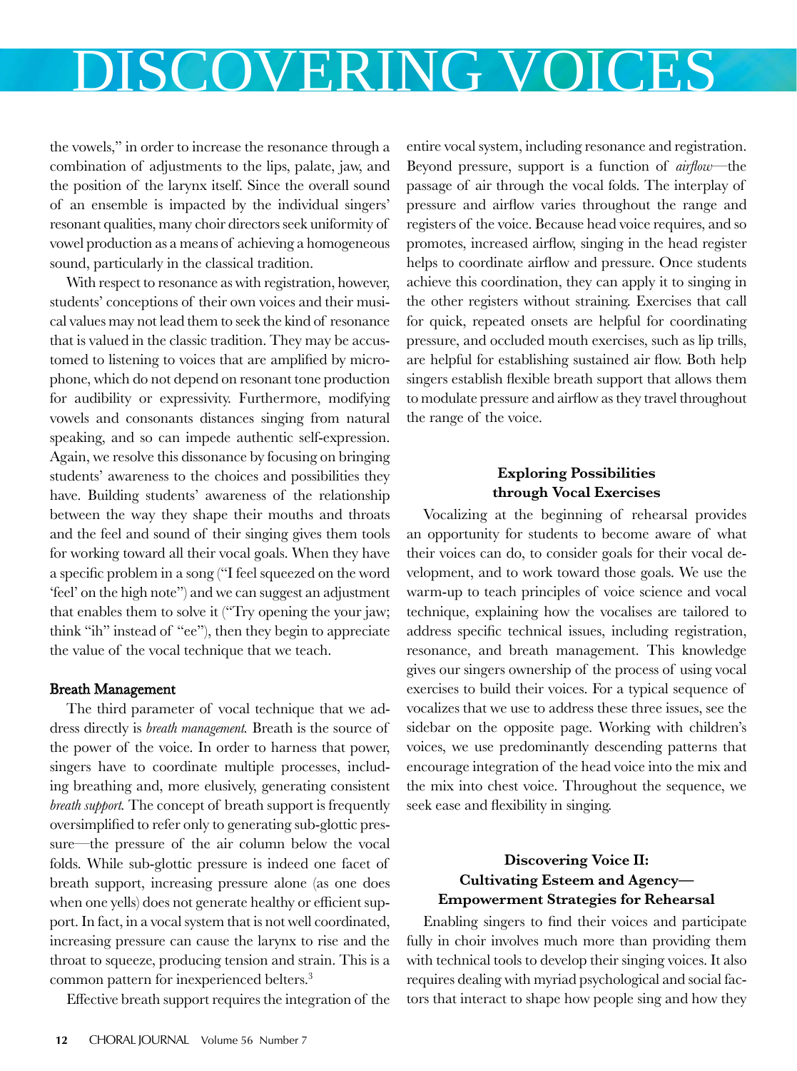the vowels," in order to increase the resonance through a combination of adjustments to the lips, palate, jaw, and the position of the larynx itself. Since the overall sound of an ensemble is impacted by the individual singers' resonant qualities, many choir directors seek uniformity of vowel production as a means of achieving a homogeneous sound, particularly in the classical tradition.

With respect to resonance as with registration, however, students' conceptions of their own voices and their musical values may not lead them to seek the kind of resonance that is valued in the classic tradition. They may be accustomed to listening to voices that are amplified by microphone, which do not depend on resonant tone production for audibility or expressivity. Furthermore, modifying vowels and consonants distances singing from natural speaking, and so can impede authentic self-expression. Again, we resolve this dissonance by focusing on bringing students' awareness to the choices and possibilities they have. Building students' awareness of the relationship between the way they shape their mouths and throats and the feel and sound of their singing gives them tools for working toward all their vocal goals. When they have a specific problem in a song ("I feel squeezed on the word 'feel' on the high note") and we can suggest an adjustment that enables them to solve it ("Try opening the your jaw; think "ih" instead of "ee"), then they begin to appreciate the value of the vocal technique that we teach.

### Breath Management

The third parameter of vocal technique that we address directly is *breath management.* Breath is the source of the power of the voice. In order to harness that power, singers have to coordinate multiple processes, including breathing and, more elusively, generating consistent *breath support.* The concept of breath support is frequently oversimplified to refer only to generating sub-glottic pressure—the pressure of the air column below the vocal folds. While sub-glottic pressure is indeed one facet of breath support, increasing pressure alone (as one does when one yells) does not generate healthy or efficient support. In fact, in a vocal system that is not well coordinated, increasing pressure can cause the larynx to rise and the throat to squeeze, producing tension and strain. This is a common pattern for inexperienced belters.[3]

Effective breath support requires the integration of the entire vocal system, including resonance and registration. Beyond pressure, support is a function of *airflow*—the passage of air through the vocal folds. The interplay of pressure and airflow varies throughout the range and registers of the voice. Because head voice requires, and so promotes, increased airflow, singing in the head register helps to coordinate airflow and pressure. Once students achieve this coordination, they can apply it to singing in the other registers without straining. Exercises that call for quick, repeated onsets are helpful for coordinating pressure, and occluded mouth exercises, such as lip trills, are helpful for establishing sustained air flow. Both help singers establish flexible breath support that allows them to modulate pressure and airflow as they travel throughout the range of the voice.

### Exploring Possibilities through Vocal Exercises

Vocalizing at the beginning of rehearsal provides an opportunity for students to become aware of what their voices can do, to consider goals for their vocal development, and to work toward those goals. We use the warm-up to teach principles of voice science and vocal technique, explaining how the vocalises are tailored to address specific technical issues, including registration, resonance, and breath management. This knowledge gives our singers ownership of the process of using vocal exercises to build their voices. For a typical sequence of vocalizes that we use to address these three issues, see the sidebar on the opposite page. Working with children's voices, we use predominantly descending patterns that encourage integration of the head voice into the mix and the mix into chest voice. Throughout the sequence, we seek ease and flexibility in singing.

## Discovering Voice II: Cultivating Esteem and Agency— Empowerment Strategies for Rehearsal

Enabling singers to find their voices and participate fully in choir involves much more than providing them with technical tools to develop their singing voices. It also requires dealing with myriad psychological and social factors that interact to shape how people sing and how they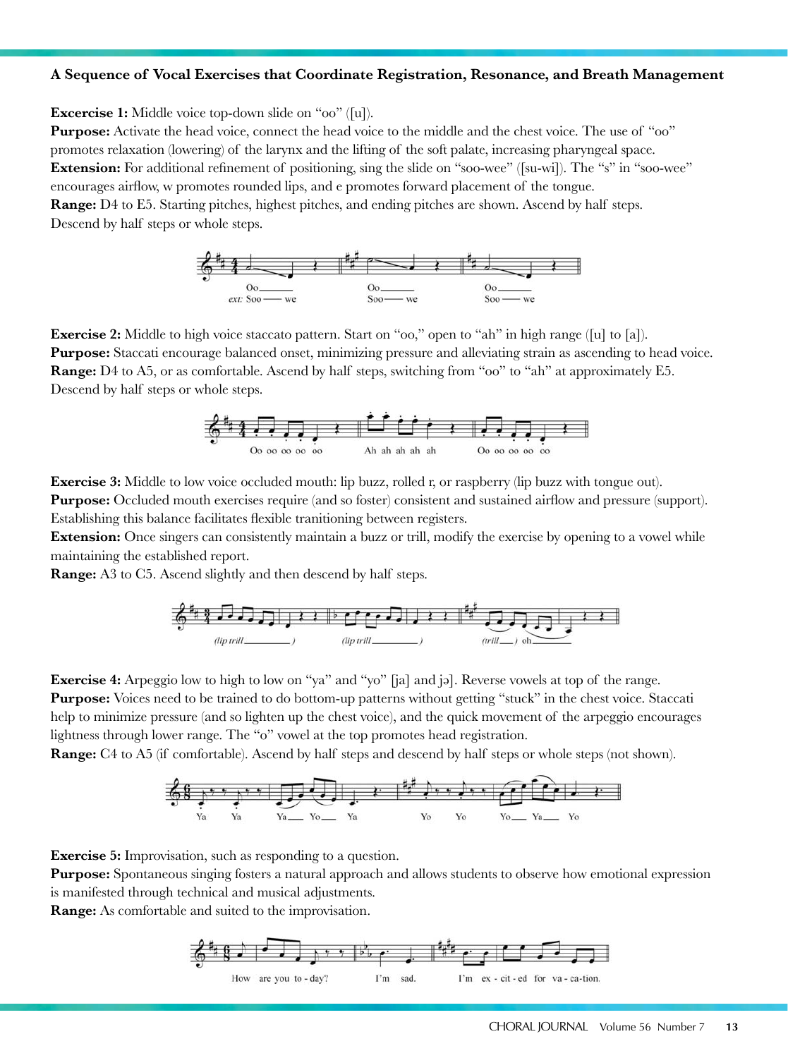**A Sequence of Vocal Exercises that Coordinate Registration, Resonance, and Breath Management**

**Excercise 1:** Middle voice top-down slide on "oo" ([u]).
**Purpose:** Activate the head voice, connect the head voice to the middle and the chest voice. The use of "oo" promotes relaxation (lowering) of the larynx and the lifting of the soft palate, increasing pharyngeal space.
**Extension:** For additional refinement of positioning, sing the slide on "soo-wee" ([su-wi]). The "s" in "soo-wee" encourages airflow, w promotes rounded lips, and e promotes forward placement of the tongue.
**Range:** D4 to E5. Starting pitches, highest pitches, and ending pitches are shown. Ascend by half steps. Descend by half steps or whole steps.

Oo______ *ext:* Soo —— we    Oo______ Soo —— we    Oo______ Soo —— we

**Exercise 2:** Middle to high voice staccato pattern. Start on "oo," open to "ah" in high range ([u] to [a]).
**Purpose:** Staccati encourage balanced onset, minimizing pressure and alleviating strain as ascending to head voice.
**Range:** D4 to A5, or as comfortable. Ascend by half steps, switching from "oo" to "ah" at approximately E5. Descend by half steps or whole steps.

Oo oo oo oo oo    Ah ah ah ah ah    Oo oo oo oo oo

**Exercise 3:** Middle to low voice occluded mouth: lip buzz, rolled r, or raspberry (lip buzz with tongue out).
**Purpose:** Occluded mouth exercises require (and so foster) consistent and sustained airflow and pressure (support). Establishing this balance facilitates flexible tranitioning between registers.
**Extension:** Once singers can consistently maintain a buzz or trill, modify the exercise by opening to a vowel while maintaining the established report.
**Range:** A3 to C5. Ascend slightly and then descend by half steps.

*(lip trill________)*    *(lip trill________)*    *(trill___)* oh________

**Exercise 4:** Arpeggio low to high to low on "ya" and "yo" [ja] and jə]. Reverse vowels at top of the range.
**Purpose:** Voices need to be trained to do bottom-up patterns without getting "stuck" in the chest voice. Staccati help to minimize pressure (and so lighten up the chest voice), and the quick movement of the arpeggio encourages lightness through lower range. The "o" vowel at the top promotes head registration.
**Range:** C4 to A5 (if comfortable). Ascend by half steps and descend by half steps or whole steps (not shown).

Ya Ya Ya___ Yo___ Ya    Yo Yo Yo___ Ya___ Yo

**Exercise 5:** Improvisation, such as responding to a question.
**Purpose:** Spontaneous singing fosters a natural approach and allows students to observe how emotional expression is manifested through technical and musical adjustments.
**Range:** As comfortable and suited to the improvisation.

How are you to - day?    I'm sad.    I'm ex - cit - ed for va - ca-tion.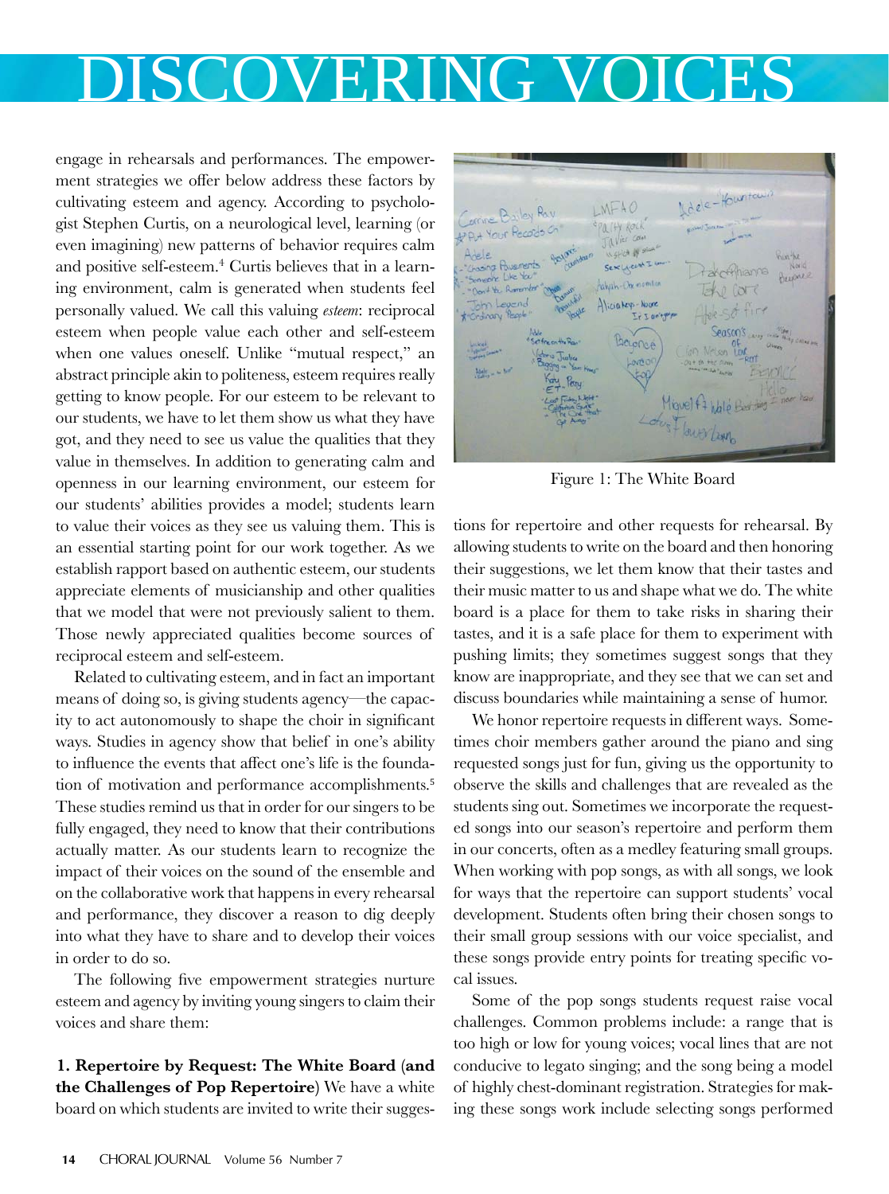engage in rehearsals and performances. The empowerment strategies we offer below address these factors by cultivating esteem and agency. According to psychologist Stephen Curtis, on a neurological level, learning (or even imagining) new patterns of behavior requires calm and positive self-esteem.[4] Curtis believes that in a learning environment, calm is generated when students feel personally valued. We call this valuing *esteem*: reciprocal esteem when people value each other and self-esteem when one values oneself. Unlike "mutual respect," an abstract principle akin to politeness, esteem requires really getting to know people. For our esteem to be relevant to our students, we have to let them show us what they have got, and they need to see us value the qualities that they value in themselves. In addition to generating calm and openness in our learning environment, our esteem for our students' abilities provides a model; students learn to value their voices as they see us valuing them. This is an essential starting point for our work together. As we establish rapport based on authentic esteem, our students appreciate elements of musicianship and other qualities that we model that were not previously salient to them. Those newly appreciated qualities become sources of reciprocal esteem and self-esteem.

Related to cultivating esteem, and in fact an important means of doing so, is giving students agency—the capacity to act autonomously to shape the choir in significant ways. Studies in agency show that belief in one's ability to influence the events that affect one's life is the foundation of motivation and performance accomplishments.[5] These studies remind us that in order for our singers to be fully engaged, they need to know that their contributions actually matter. As our students learn to recognize the impact of their voices on the sound of the ensemble and on the collaborative work that happens in every rehearsal and performance, they discover a reason to dig deeply into what they have to share and to develop their voices in order to do so.

The following five empowerment strategies nurture esteem and agency by inviting young singers to claim their voices and share them:

**1. Repertoire by Request: The White Board (and the Challenges of Pop Repertoire)** We have a white board on which students are invited to write their suggestions for repertoire and other requests for rehearsal. By allowing students to write on the board and then honoring their suggestions, we let them know that their tastes and their music matter to us and shape what we do. The white board is a place for them to take risks in sharing their tastes, and it is a safe place for them to experiment with pushing limits; they sometimes suggest songs that they know are inappropriate, and they see that we can set and discuss boundaries while maintaining a sense of humor.

Figure 1: The White Board

We honor repertoire requests in different ways. Sometimes choir members gather around the piano and sing requested songs just for fun, giving us the opportunity to observe the skills and challenges that are revealed as the students sing out. Sometimes we incorporate the requested songs into our season's repertoire and perform them in our concerts, often as a medley featuring small groups. When working with pop songs, as with all songs, we look for ways that the repertoire can support students' vocal development. Students often bring their chosen songs to their small group sessions with our voice specialist, and these songs provide entry points for treating specific vocal issues.

Some of the pop songs students request raise vocal challenges. Common problems include: a range that is too high or low for young voices; vocal lines that are not conducive to legato singing; and the song being a model of highly chest-dominant registration. Strategies for making these songs work include selecting songs performed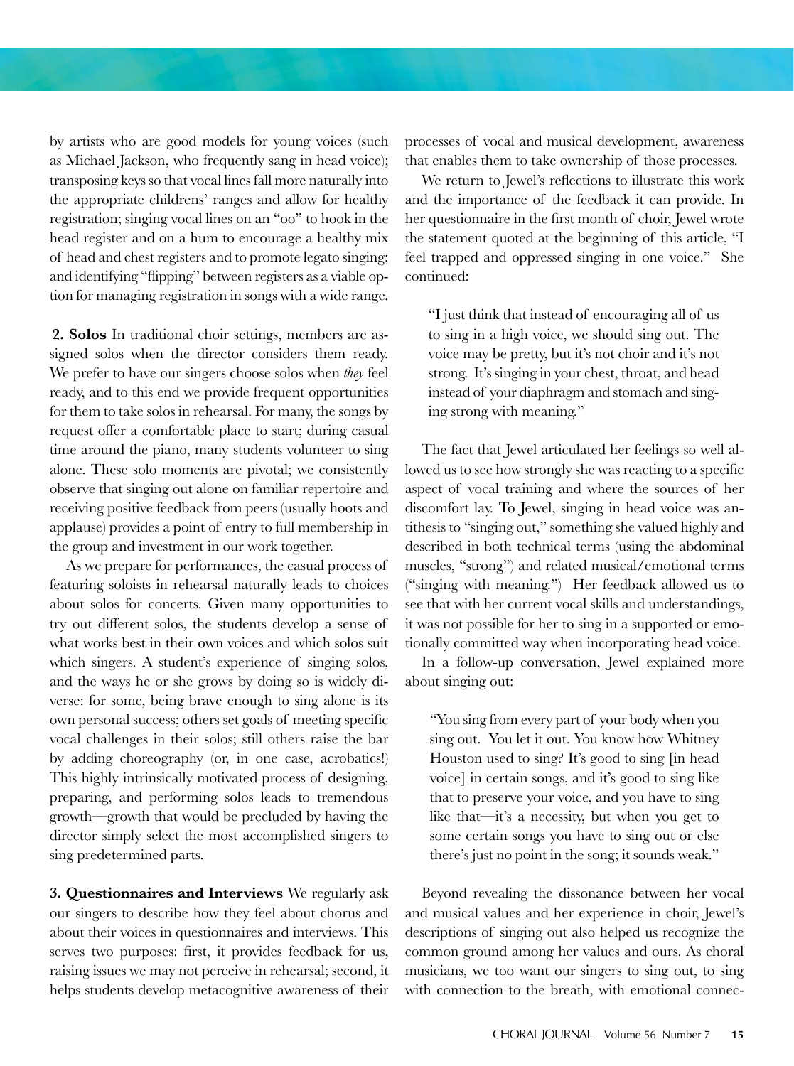by artists who are good models for young voices (such as Michael Jackson, who frequently sang in head voice); transposing keys so that vocal lines fall more naturally into the appropriate childrens' ranges and allow for healthy registration; singing vocal lines on an "oo" to hook in the head register and on a hum to encourage a healthy mix of head and chest registers and to promote legato singing; and identifying "flipping" between registers as a viable option for managing registration in songs with a wide range.

**2. Solos** In traditional choir settings, members are assigned solos when the director considers them ready. We prefer to have our singers choose solos when *they* feel ready, and to this end we provide frequent opportunities for them to take solos in rehearsal. For many, the songs by request offer a comfortable place to start; during casual time around the piano, many students volunteer to sing alone. These solo moments are pivotal; we consistently observe that singing out alone on familiar repertoire and receiving positive feedback from peers (usually hoots and applause) provides a point of entry to full membership in the group and investment in our work together.

As we prepare for performances, the casual process of featuring soloists in rehearsal naturally leads to choices about solos for concerts. Given many opportunities to try out different solos, the students develop a sense of what works best in their own voices and which solos suit which singers. A student's experience of singing solos, and the ways he or she grows by doing so is widely diverse: for some, being brave enough to sing alone is its own personal success; others set goals of meeting specific vocal challenges in their solos; still others raise the bar by adding choreography (or, in one case, acrobatics!) This highly intrinsically motivated process of designing, preparing, and performing solos leads to tremendous growth—growth that would be precluded by having the director simply select the most accomplished singers to sing predetermined parts.

**3. Questionnaires and Interviews** We regularly ask our singers to describe how they feel about chorus and about their voices in questionnaires and interviews. This serves two purposes: first, it provides feedback for us, raising issues we may not perceive in rehearsal; second, it helps students develop metacognitive awareness of their processes of vocal and musical development, awareness that enables them to take ownership of those processes.

We return to Jewel's reflections to illustrate this work and the importance of the feedback it can provide. In her questionnaire in the first month of choir, Jewel wrote the statement quoted at the beginning of this article, "I feel trapped and oppressed singing in one voice." She continued:

> "I just think that instead of encouraging all of us to sing in a high voice, we should sing out. The voice may be pretty, but it's not choir and it's not strong. It's singing in your chest, throat, and head instead of your diaphragm and stomach and singing strong with meaning."

The fact that Jewel articulated her feelings so well allowed us to see how strongly she was reacting to a specific aspect of vocal training and where the sources of her discomfort lay. To Jewel, singing in head voice was antithesis to "singing out," something she valued highly and described in both technical terms (using the abdominal muscles, "strong") and related musical/emotional terms ("singing with meaning.") Her feedback allowed us to see that with her current vocal skills and understandings, it was not possible for her to sing in a supported or emotionally committed way when incorporating head voice.

In a follow-up conversation, Jewel explained more about singing out:

> "You sing from every part of your body when you sing out. You let it out. You know how Whitney Houston used to sing? It's good to sing [in head voice] in certain songs, and it's good to sing like that to preserve your voice, and you have to sing like that—it's a necessity, but when you get to some certain songs you have to sing out or else there's just no point in the song; it sounds weak."

Beyond revealing the dissonance between her vocal and musical values and her experience in choir, Jewel's descriptions of singing out also helped us recognize the common ground among her values and ours. As choral musicians, we too want our singers to sing out, to sing with connection to the breath, with emotional connec-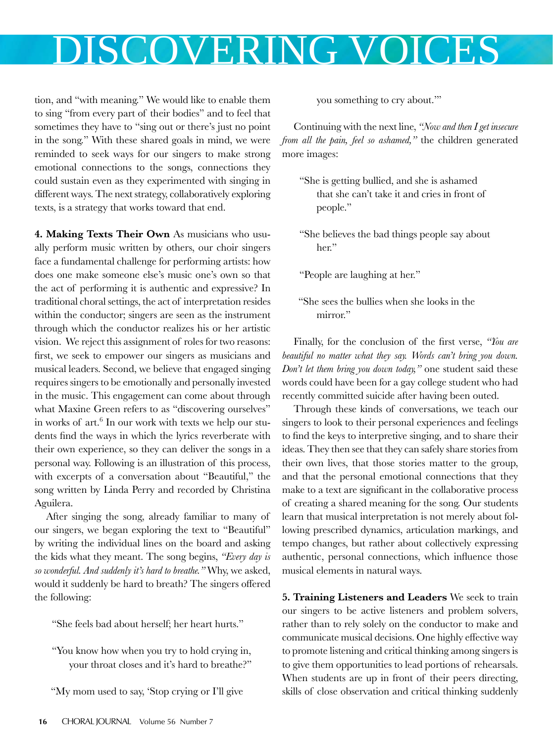tion, and "with meaning." We would like to enable them to sing "from every part of their bodies" and to feel that sometimes they have to "sing out or there's just no point in the song." With these shared goals in mind, we were reminded to seek ways for our singers to make strong emotional connections to the songs, connections they could sustain even as they experimented with singing in different ways. The next strategy, collaboratively exploring texts, is a strategy that works toward that end.

**4. Making Texts Their Own** As musicians who usually perform music written by others, our choir singers face a fundamental challenge for performing artists: how does one make someone else's music one's own so that the act of performing it is authentic and expressive? In traditional choral settings, the act of interpretation resides within the conductor; singers are seen as the instrument through which the conductor realizes his or her artistic vision. We reject this assignment of roles for two reasons: first, we seek to empower our singers as musicians and musical leaders. Second, we believe that engaged singing requires singers to be emotionally and personally invested in the music. This engagement can come about through what Maxine Green refers to as "discovering ourselves" in works of art.[6] In our work with texts we help our students find the ways in which the lyrics reverberate with their own experience, so they can deliver the songs in a personal way. Following is an illustration of this process, with excerpts of a conversation about "Beautiful," the song written by Linda Perry and recorded by Christina Aguilera.

After singing the song, already familiar to many of our singers, we began exploring the text to "Beautiful" by writing the individual lines on the board and asking the kids what they meant. The song begins, *"Every day is so wonderful. And suddenly it's hard to breathe."* Why, we asked, would it suddenly be hard to breath? The singers offered the following:

> "She feels bad about herself; her heart hurts."
>
> "You know how when you try to hold crying in, your throat closes and it's hard to breathe?"
>
> "My mom used to say, 'Stop crying or I'll give you something to cry about.'"

Continuing with the next line, *"Now and then I get insecure from all the pain, feel so ashamed,"* the children generated more images:

> "She is getting bullied, and she is ashamed that she can't take it and cries in front of people."
>
> "She believes the bad things people say about her."
>
> "People are laughing at her."
>
> "She sees the bullies when she looks in the mirror."

Finally, for the conclusion of the first verse, *"You are beautiful no matter what they say. Words can't bring you down. Don't let them bring you down today,"* one student said these words could have been for a gay college student who had recently committed suicide after having been outed.

Through these kinds of conversations, we teach our singers to look to their personal experiences and feelings to find the keys to interpretive singing, and to share their ideas. They then see that they can safely share stories from their own lives, that those stories matter to the group, and that the personal emotional connections that they make to a text are significant in the collaborative process of creating a shared meaning for the song. Our students learn that musical interpretation is not merely about following prescribed dynamics, articulation markings, and tempo changes, but rather about collectively expressing authentic, personal connections, which influence those musical elements in natural ways.

**5. Training Listeners and Leaders** We seek to train our singers to be active listeners and problem solvers, rather than to rely solely on the conductor to make and communicate musical decisions. One highly effective way to promote listening and critical thinking among singers is to give them opportunities to lead portions of rehearsals. When students are up in front of their peers directing, skills of close observation and critical thinking suddenly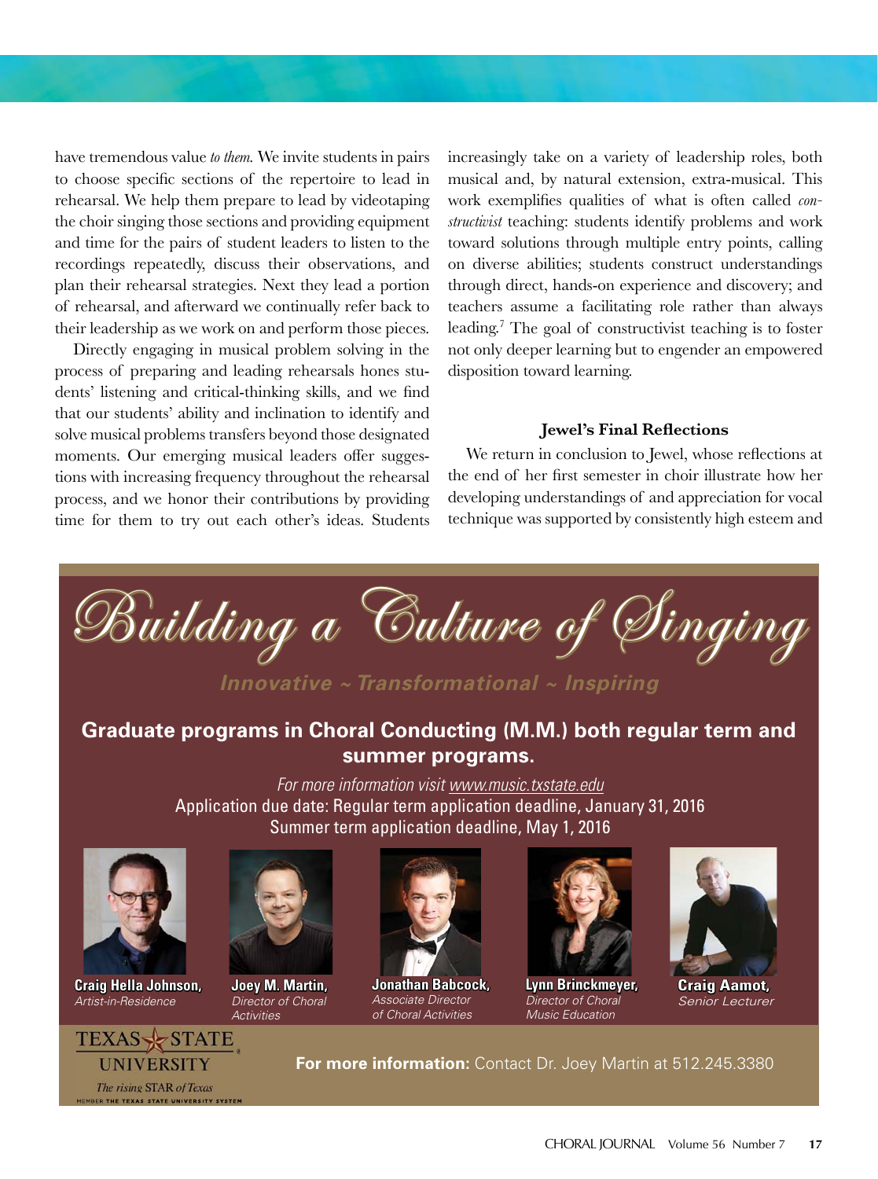have tremendous value *to them.* We invite students in pairs to choose specific sections of the repertoire to lead in rehearsal. We help them prepare to lead by videotaping the choir singing those sections and providing equipment and time for the pairs of student leaders to listen to the recordings repeatedly, discuss their observations, and plan their rehearsal strategies. Next they lead a portion of rehearsal, and afterward we continually refer back to their leadership as we work on and perform those pieces.

Directly engaging in musical problem solving in the process of preparing and leading rehearsals hones students' listening and critical-thinking skills, and we find that our students' ability and inclination to identify and solve musical problems transfers beyond those designated moments. Our emerging musical leaders offer suggestions with increasing frequency throughout the rehearsal process, and we honor their contributions by providing time for them to try out each other's ideas. Students increasingly take on a variety of leadership roles, both musical and, by natural extension, extra-musical. This work exemplifies qualities of what is often called *constructivist* teaching: students identify problems and work toward solutions through multiple entry points, calling on diverse abilities; students construct understandings through direct, hands-on experience and discovery; and teachers assume a facilitating role rather than always leading.[7] The goal of constructivist teaching is to foster not only deeper learning but to engender an empowered disposition toward learning.

### Jewel's Final Reflections

We return in conclusion to Jewel, whose reflections at the end of her first semester in choir illustrate how her developing understandings of and appreciation for vocal technique was supported by consistently high esteem and

---

# Building a Culture of Singing

*Innovative ~ Transformational ~ Inspiring*

**Graduate programs in Choral Conducting (M.M.) both regular term and summer programs.**

*For more information visit www.music.txstate.edu*

Application due date: Regular term application deadline, January 31, 2016
Summer term application deadline, May 1, 2016

**Craig Hella Johnson,** *Artist-in-Residence*

**Joey M. Martin,** *Director of Choral Activities*

**Jonathan Babcock,** *Associate Director of Choral Activities*

**Lynn Brinckmeyer,** *Director of Choral Music Education*

**Craig Aamot,** *Senior Lecturer*

TEXAS STATE UNIVERSITY
*The rising STAR of Texas*
MEMBER THE TEXAS STATE UNIVERSITY SYSTEM

**For more information:** Contact Dr. Joey Martin at 512.245.3380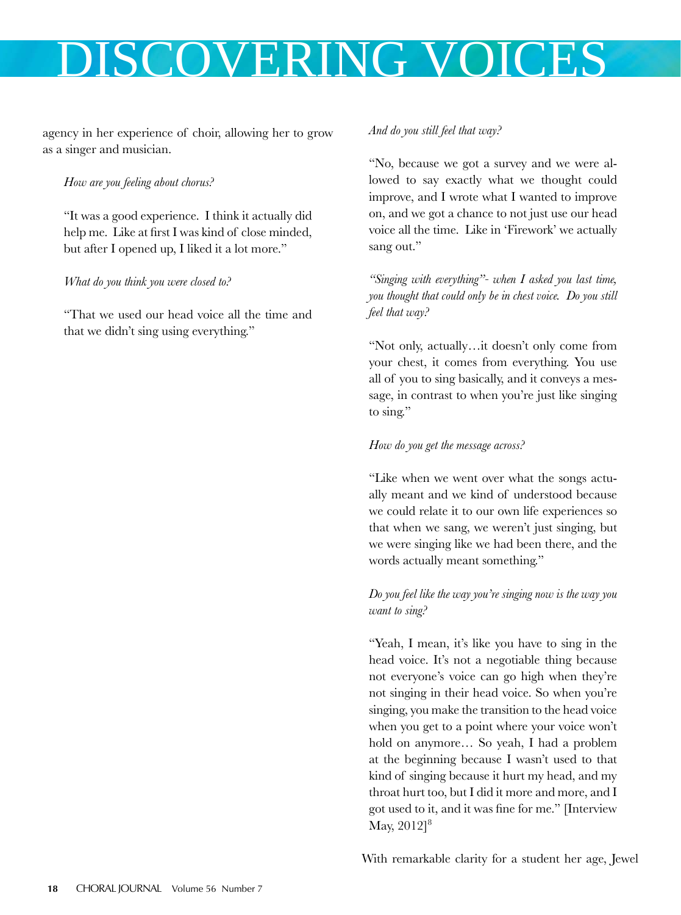agency in her experience of choir, allowing her to grow as a singer and musician.

> *How are you feeling about chorus?*
>
> "It was a good experience. I think it actually did help me. Like at first I was kind of close minded, but after I opened up, I liked it a lot more."
>
> *What do you think you were closed to?*
>
> "That we used our head voice all the time and that we didn't sing using everything."
>
> *And do you still feel that way?*
>
> "No, because we got a survey and we were allowed to say exactly what we thought could improve, and I wrote what I wanted to improve on, and we got a chance to not just use our head voice all the time. Like in 'Firework' we actually sang out."
>
> *"Singing with everything"- when I asked you last time, you thought that could only be in chest voice. Do you still feel that way?*
>
> "Not only, actually…it doesn't only come from your chest, it comes from everything. You use all of you to sing basically, and it conveys a message, in contrast to when you're just like singing to sing."
>
> *How do you get the message across?*
>
> "Like when we went over what the songs actually meant and we kind of understood because we could relate it to our own life experiences so that when we sang, we weren't just singing, but we were singing like we had been there, and the words actually meant something."
>
> *Do you feel like the way you're singing now is the way you want to sing?*
>
> "Yeah, I mean, it's like you have to sing in the head voice. It's not a negotiable thing because not everyone's voice can go high when they're not singing in their head voice. So when you're singing, you make the transition to the head voice when you get to a point where your voice won't hold on anymore… So yeah, I had a problem at the beginning because I wasn't used to that kind of singing because it hurt my head, and my throat hurt too, but I did it more and more, and I got used to it, and it was fine for me." [Interview May, 2012][8]

With remarkable clarity for a student her age, Jewel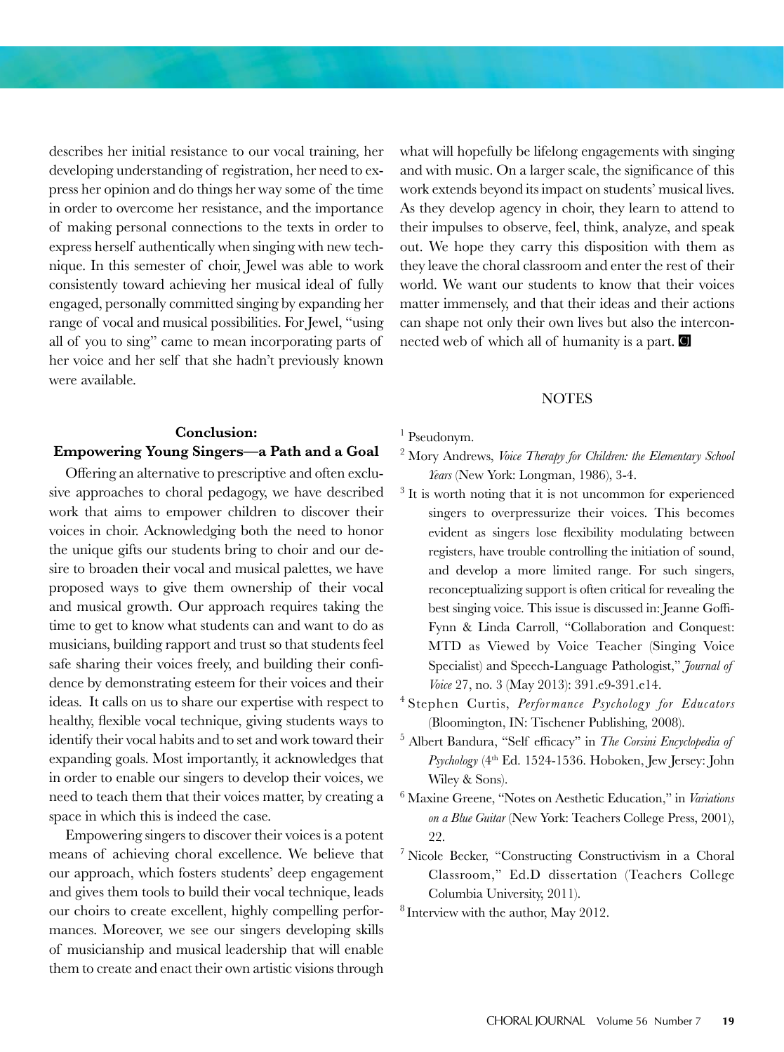describes her initial resistance to our vocal training, her developing understanding of registration, her need to express her opinion and do things her way some of the time in order to overcome her resistance, and the importance of making personal connections to the texts in order to express herself authentically when singing with new technique. In this semester of choir, Jewel was able to work consistently toward achieving her musical ideal of fully engaged, personally committed singing by expanding her range of vocal and musical possibilities. For Jewel, "using all of you to sing" came to mean incorporating parts of her voice and her self that she hadn't previously known were available.

### Conclusion: Empowering Young Singers—a Path and a Goal

Offering an alternative to prescriptive and often exclusive approaches to choral pedagogy, we have described work that aims to empower children to discover their voices in choir. Acknowledging both the need to honor the unique gifts our students bring to choir and our desire to broaden their vocal and musical palettes, we have proposed ways to give them ownership of their vocal and musical growth. Our approach requires taking the time to get to know what students can and want to do as musicians, building rapport and trust so that students feel safe sharing their voices freely, and building their confidence by demonstrating esteem for their voices and their ideas. It calls on us to share our expertise with respect to healthy, flexible vocal technique, giving students ways to identify their vocal habits and to set and work toward their expanding goals. Most importantly, it acknowledges that in order to enable our singers to develop their voices, we need to teach them that their voices matter, by creating a space in which this is indeed the case.

Empowering singers to discover their voices is a potent means of achieving choral excellence. We believe that our approach, which fosters students' deep engagement and gives them tools to build their vocal technique, leads our choirs to create excellent, highly compelling performances. Moreover, we see our singers developing skills of musicianship and musical leadership that will enable them to create and enact their own artistic visions through what will hopefully be lifelong engagements with singing and with music. On a larger scale, the significance of this work extends beyond its impact on students' musical lives. As they develop agency in choir, they learn to attend to their impulses to observe, feel, think, analyze, and speak out. We hope they carry this disposition with them as they leave the choral classroom and enter the rest of their world. We want our students to know that their voices matter immensely, and that their ideas and their actions can shape not only their own lives but also the interconnected web of which all of humanity is a part.

### NOTES

[1] Pseudonym.

[2] Mory Andrews, *Voice Therapy for Children: the Elementary School Years* (New York: Longman, 1986), 3-4.

[3] It is worth noting that it is not uncommon for experienced singers to overpressurize their voices. This becomes evident as singers lose flexibility modulating between registers, have trouble controlling the initiation of sound, and develop a more limited range. For such singers, reconceptualizing support is often critical for revealing the best singing voice. This issue is discussed in: Jeanne Goffi-Fynn & Linda Carroll, "Collaboration and Conquest: MTD as Viewed by Voice Teacher (Singing Voice Specialist) and Speech-Language Pathologist," *Journal of Voice* 27, no. 3 (May 2013): 391.e9-391.e14.

[4] Stephen Curtis, *Performance Psychology for Educators* (Bloomington, IN: Tischener Publishing, 2008).

[5] Albert Bandura, "Self efficacy" in *The Corsini Encyclopedia of Psychology* (4th Ed. 1524-1536. Hoboken, Jew Jersey: John Wiley & Sons).

[6] Maxine Greene, "Notes on Aesthetic Education," in *Variations on a Blue Guitar* (New York: Teachers College Press, 2001), 22.

[7] Nicole Becker, "Constructing Constructivism in a Choral Classroom," Ed.D dissertation (Teachers College Columbia University, 2011).

[8] Interview with the author, May 2012.